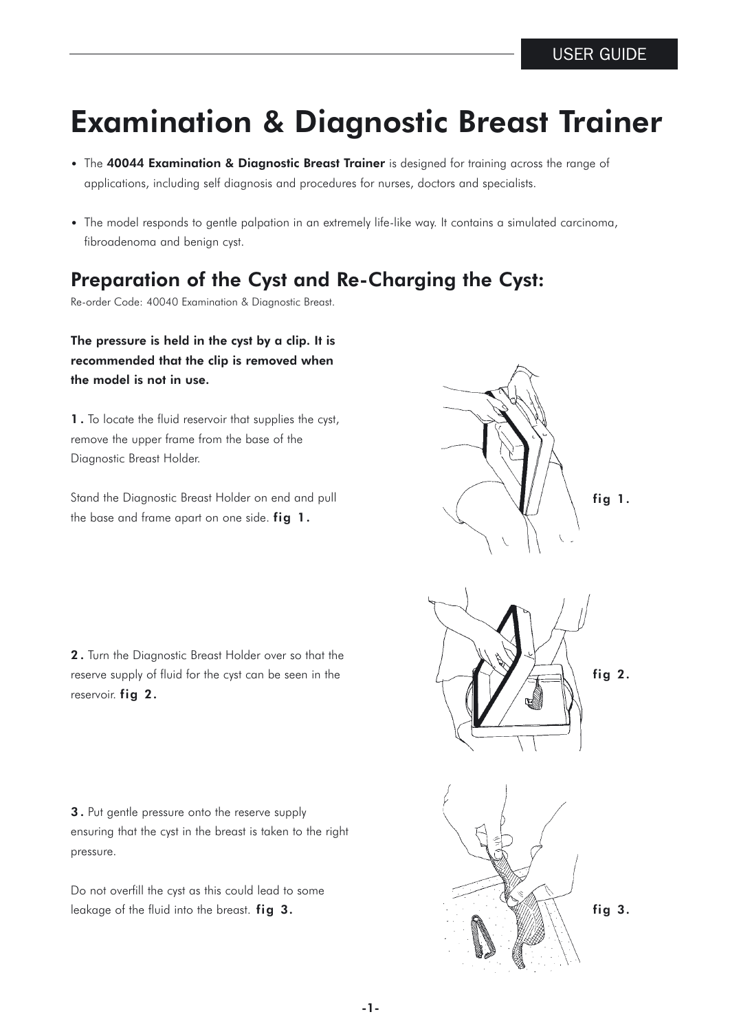USER GUIDE

# Examination & Diagnostic Breast Trainer

- The **40044 Examination & Diagnostic Breast Trainer** is designed for training across the range of applications, including self diagnosis and procedures for nurses, doctors and specialists.
- The model responds to gentle palpation in an extremely life-like way. It contains a simulated carcinoma, fibroadenoma and benign cyst.

## Preparation of the Cyst and Re-Charging the Cyst:

Re-order Code: 40040 Examination & Diagnostic Breast.

**The pressure is held in the cyst by a clip. It is recommended that the clip is removed when the model is not in use.**

**1 .** To locate the fluid reservoir that supplies the cyst, remove the upper frame from the base of the Diagnostic Breast Holder.

Stand the Diagnostic Breast Holder on end and pull the base and frame apart on one side. **fig 1.**

fig 1.

**2 .** Turn the Diagnostic Breast Holder over so that the reserve supply of fluid for the cyst can be seen in the reservoir. **fig 2.**

fig 2.

**3 .** Put gentle pressure onto the reserve supply ensuring that the cyst in the breast is taken to the right pressure.

Do not overfill the cyst as this could lead to some leakage of the fluid into the breast. **fig 3.**

fig 3.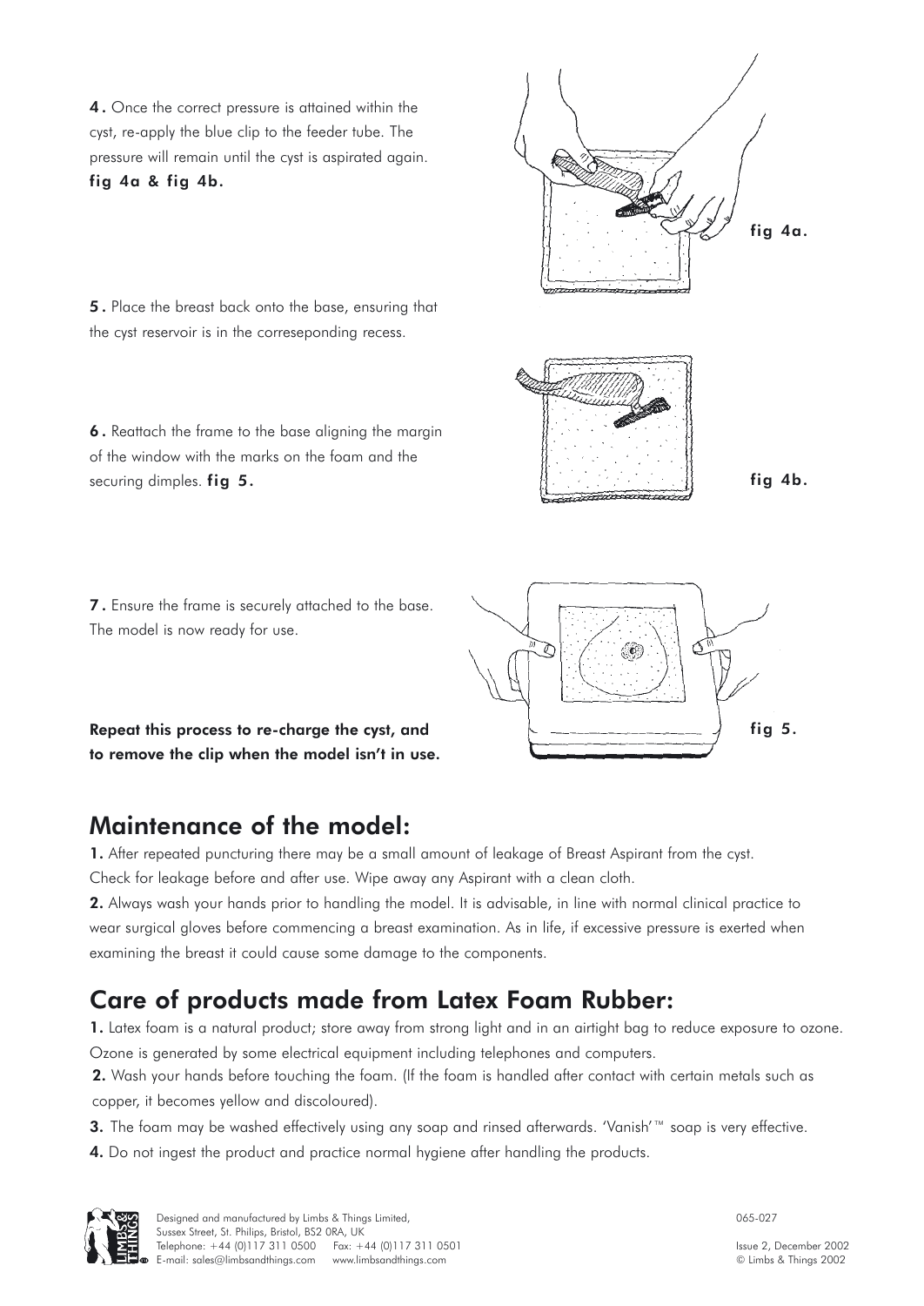**4.** Once the correct pressure is attained within the cyst, re-apply the blue clip to the feeder tube. The pressure will remain until the cyst is aspirated again. **fig 4a & fig 4b.**

fig 4a.

**5.** Place the breast back onto the base, ensuring that the cyst reservoir is in the correseponding recess.

**6.** Reattach the frame to the base aligning the margin of the window with the marks on the foam and the securing dimples. **fig 5.**

fig 4b.

**7.** Ensure the frame is securely attached to the base. The model is now ready for use.

**Repeat this process to re-charge the cyst, and to remove the clip when the model isn't in use.**

fig 5.

## Maintenance of the model:

**1.** After repeated puncturing there may be a small amount of leakage of Breast Aspirant from the cyst. Check for leakage before and after use. Wipe away any Aspirant with a clean cloth.

**2.** Always wash your hands prior to handling the model. It is advisable, in line with normal clinical practice to wear surgical gloves before commencing a breast examination. As in life, if excessive pressure is exerted when examining the breast it could cause some damage to the components.

## Care of products made from Latex Foam Rubber:

**1.** Latex foam is a natural product; store away from strong light and in an airtight bag to reduce exposure to ozone. Ozone is generated by some electrical equipment including telephones and computers.

**2.** Wash your hands before touching the foam. (If the foam is handled after contact with certain metals such as copper, it becomes yellow and discoloured).

**3.** The foam may be washed effectively using any soap and rinsed afterwards. 'Vanish'™ soap is very effective.

**4.** Do not ingest the product and practice normal hygiene after handling the products.

Designed and manufactured by Limbs & Things Limited,
Sussex Street, St. Philips, Bristol, BS2 0RA, UK
Telephone: +44 (0)117 311 0500 Fax: +44 (0)117 311 0501
E-mail: sales@limbsandthings.com www.limbsandthings.com

065-027

Issue 2, December 2002
© Limbs & Things 2002